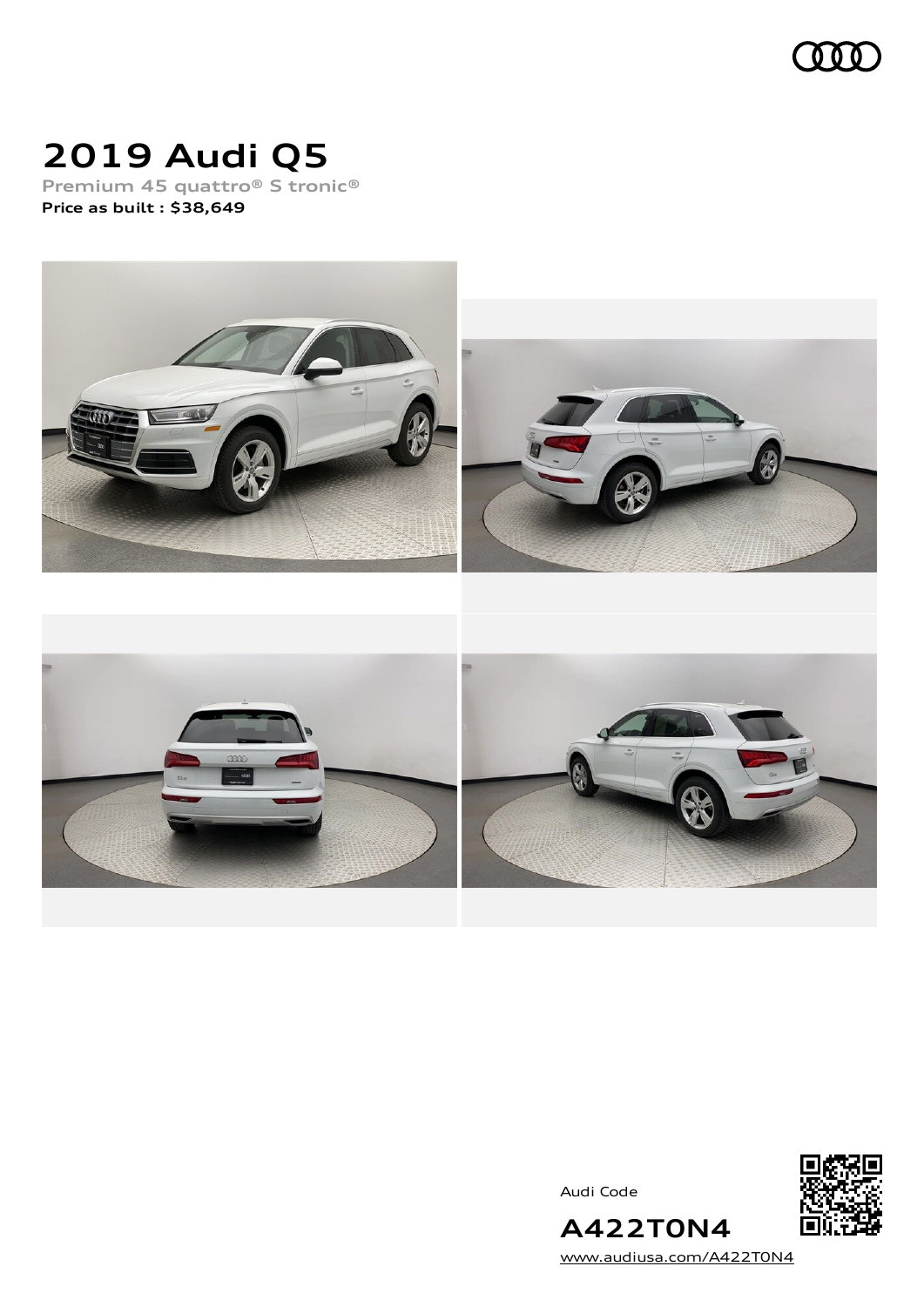# 2019 Audi Q5

Premium 45 quattro® S tronic®

**Price as built : $38,649**

Audi Code

**A422T0N4**

www.audiusa.com/A422T0N4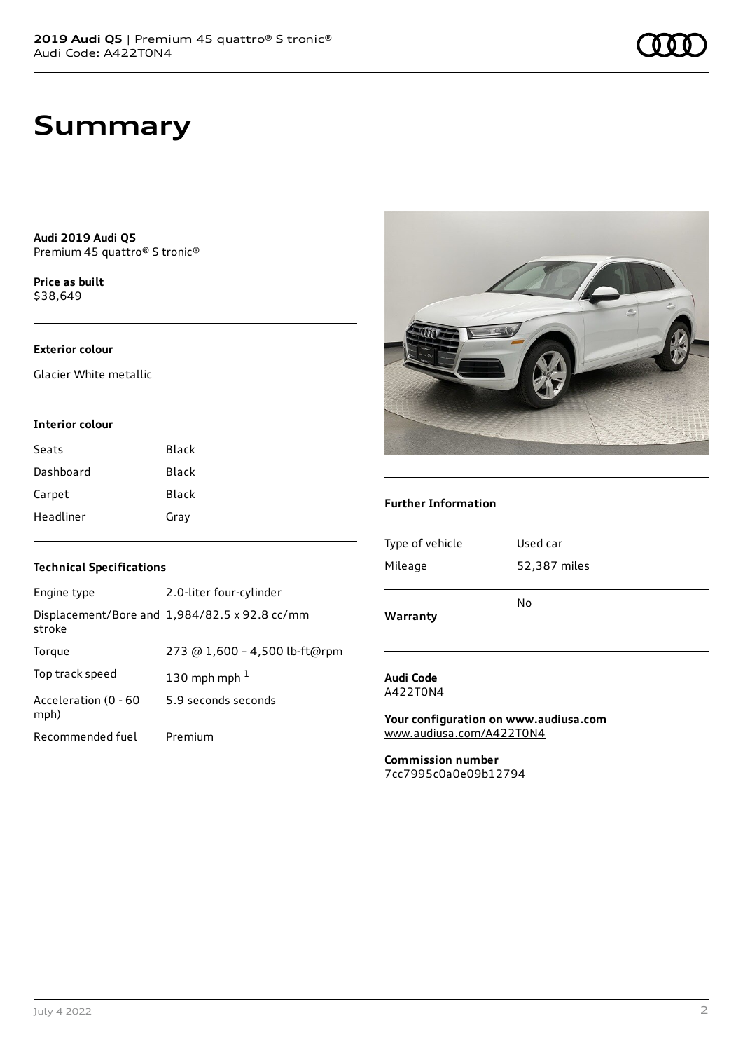# Summary

**Audi 2019 Audi Q5**
Premium 45 quattro® S tronic®

**Price as built**
$38,649

**Exterior colour**

Glacier White metallic

**Interior colour**

| | |
|---|---|
| Seats | Black |
| Dashboard | Black |
| Carpet | Black |
| Headliner | Gray |

**Technical Specifications**

| | |
|---|---|
| Engine type | 2.0-liter four-cylinder |
| Displacement/Bore and stroke | 1,984/82.5 x 92.8 cc/mm |
| Torque | 273 @ 1,600 – 4,500 lb-ft@rpm |
| Top track speed | 130 mph mph [1] |
| Acceleration (0 - 60 mph) | 5.9 seconds seconds |
| Recommended fuel | Premium |

**Further Information**

| | |
|---|---|
| Type of vehicle | Used car |
| Mileage | 52,387 miles |
| **Warranty** | No |

**Audi Code**
A422T0N4

**Your configuration on www.audiusa.com**
www.audiusa.com/A422T0N4

**Commission number**
7cc7995c0a0e09b12794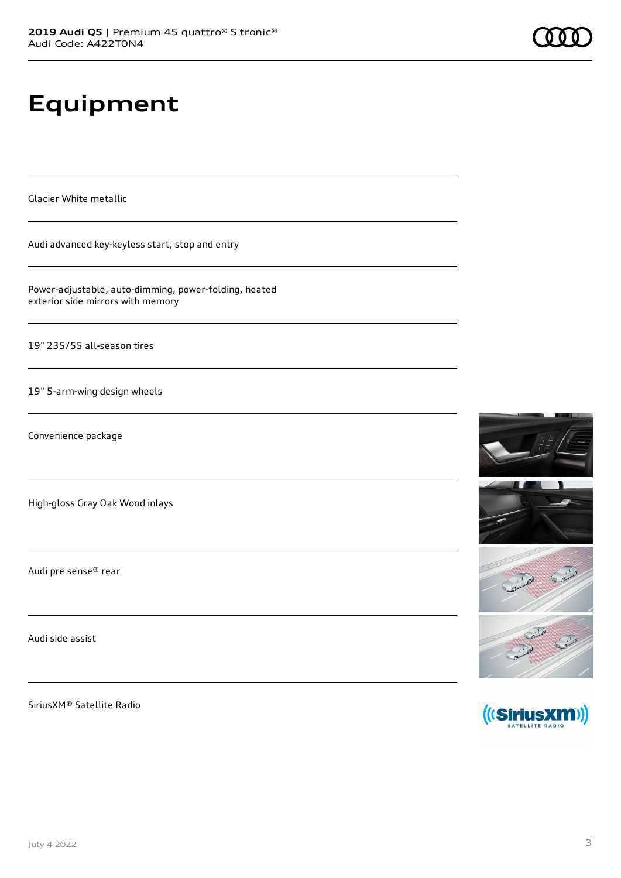# Equipment

Glacier White metallic

Audi advanced key-keyless start, stop and entry

Power-adjustable, auto-dimming, power-folding, heated exterior side mirrors with memory

19" 235/55 all-season tires

19" 5-arm-wing design wheels

Convenience package

High-gloss Gray Oak Wood inlays

Audi pre sense® rear

Audi side assist

SiriusXM® Satellite Radio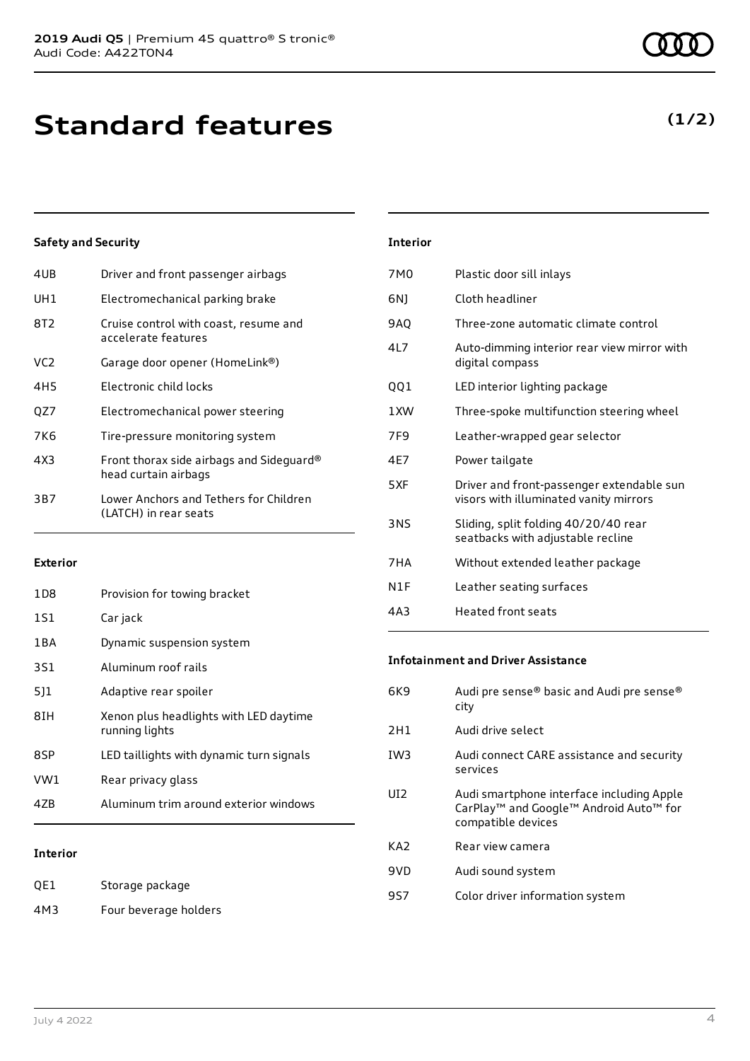# Standard features

**(1/2)**

### Safety and Security

| | |
|---|---|
| 4UB | Driver and front passenger airbags |
| UH1 | Electromechanical parking brake |
| 8T2 | Cruise control with coast, resume and accelerate features |
| VC2 | Garage door opener (HomeLink®) |
| 4H5 | Electronic child locks |
| QZ7 | Electromechanical power steering |
| 7K6 | Tire-pressure monitoring system |
| 4X3 | Front thorax side airbags and Sideguard® head curtain airbags |
| 3B7 | Lower Anchors and Tethers for Children (LATCH) in rear seats |

### Exterior

| | |
|---|---|
| 1D8 | Provision for towing bracket |
| 1S1 | Car jack |
| 1BA | Dynamic suspension system |
| 3S1 | Aluminum roof rails |
| 5J1 | Adaptive rear spoiler |
| 8IH | Xenon plus headlights with LED daytime running lights |
| 8SP | LED taillights with dynamic turn signals |
| VW1 | Rear privacy glass |
| 4ZB | Aluminum trim around exterior windows |

### Interior

| | |
|---|---|
| QE1 | Storage package |
| 4M3 | Four beverage holders |
| 7M0 | Plastic door sill inlays |
| 6NJ | Cloth headliner |
| 9AQ | Three-zone automatic climate control |
| 4L7 | Auto-dimming interior rear view mirror with digital compass |
| QQ1 | LED interior lighting package |
| 1XW | Three-spoke multifunction steering wheel |
| 7F9 | Leather-wrapped gear selector |
| 4E7 | Power tailgate |
| 5XF | Driver and front-passenger extendable sun visors with illuminated vanity mirrors |
| 3NS | Sliding, split folding 40/20/40 rear seatbacks with adjustable recline |
| 7HA | Without extended leather package |
| N1F | Leather seating surfaces |
| 4A3 | Heated front seats |

### Infotainment and Driver Assistance

| | |
|---|---|
| 6K9 | Audi pre sense® basic and Audi pre sense® city |
| 2H1 | Audi drive select |
| IW3 | Audi connect CARE assistance and security services |
| UI2 | Audi smartphone interface including Apple CarPlay™ and Google™ Android Auto™ for compatible devices |
| KA2 | Rear view camera |
| 9VD | Audi sound system |
| 9S7 | Color driver information system |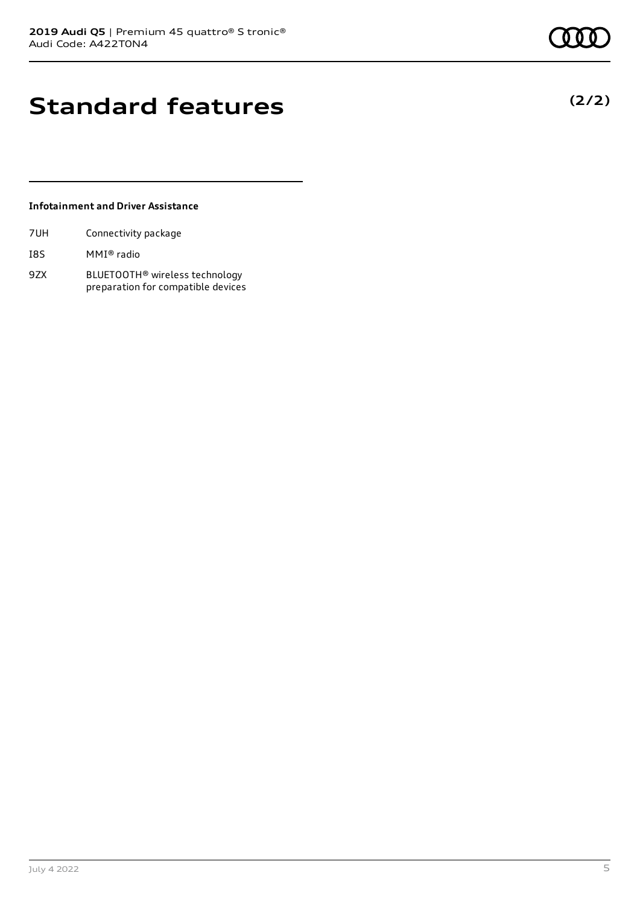# Standard features

**(2/2)**

### Infotainment and Driver Assistance

| | |
|---|---|
| 7UH | Connectivity package |
| I8S | MMI® radio |
| 9ZX | BLUETOOTH® wireless technology preparation for compatible devices |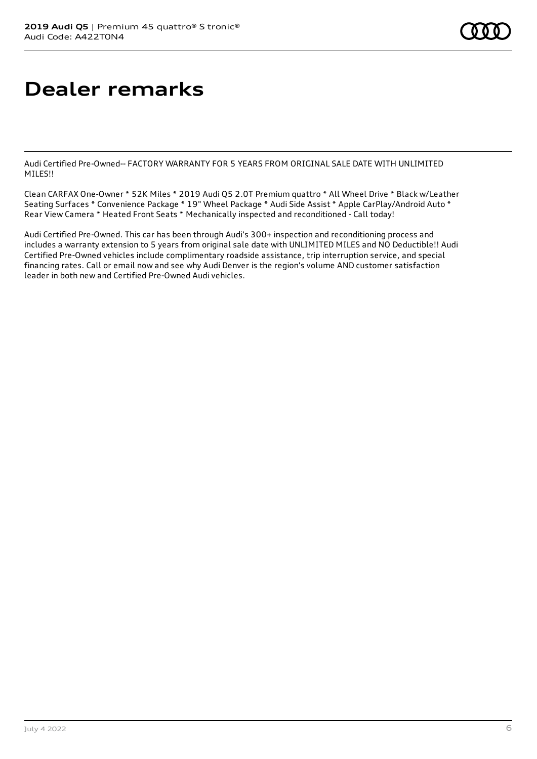# Dealer remarks

Audi Certified Pre-Owned-- FACTORY WARRANTY FOR 5 YEARS FROM ORIGINAL SALE DATE WITH UNLIMITED MILES!!

Clean CARFAX One-Owner * 52K Miles * 2019 Audi Q5 2.0T Premium quattro * All Wheel Drive * Black w/Leather Seating Surfaces * Convenience Package * 19" Wheel Package * Audi Side Assist * Apple CarPlay/Android Auto * Rear View Camera * Heated Front Seats * Mechanically inspected and reconditioned - Call today!

Audi Certified Pre-Owned. This car has been through Audi's 300+ inspection and reconditioning process and includes a warranty extension to 5 years from original sale date with UNLIMITED MILES and NO Deductible!! Audi Certified Pre-Owned vehicles include complimentary roadside assistance, trip interruption service, and special financing rates. Call or email now and see why Audi Denver is the region's volume AND customer satisfaction leader in both new and Certified Pre-Owned Audi vehicles.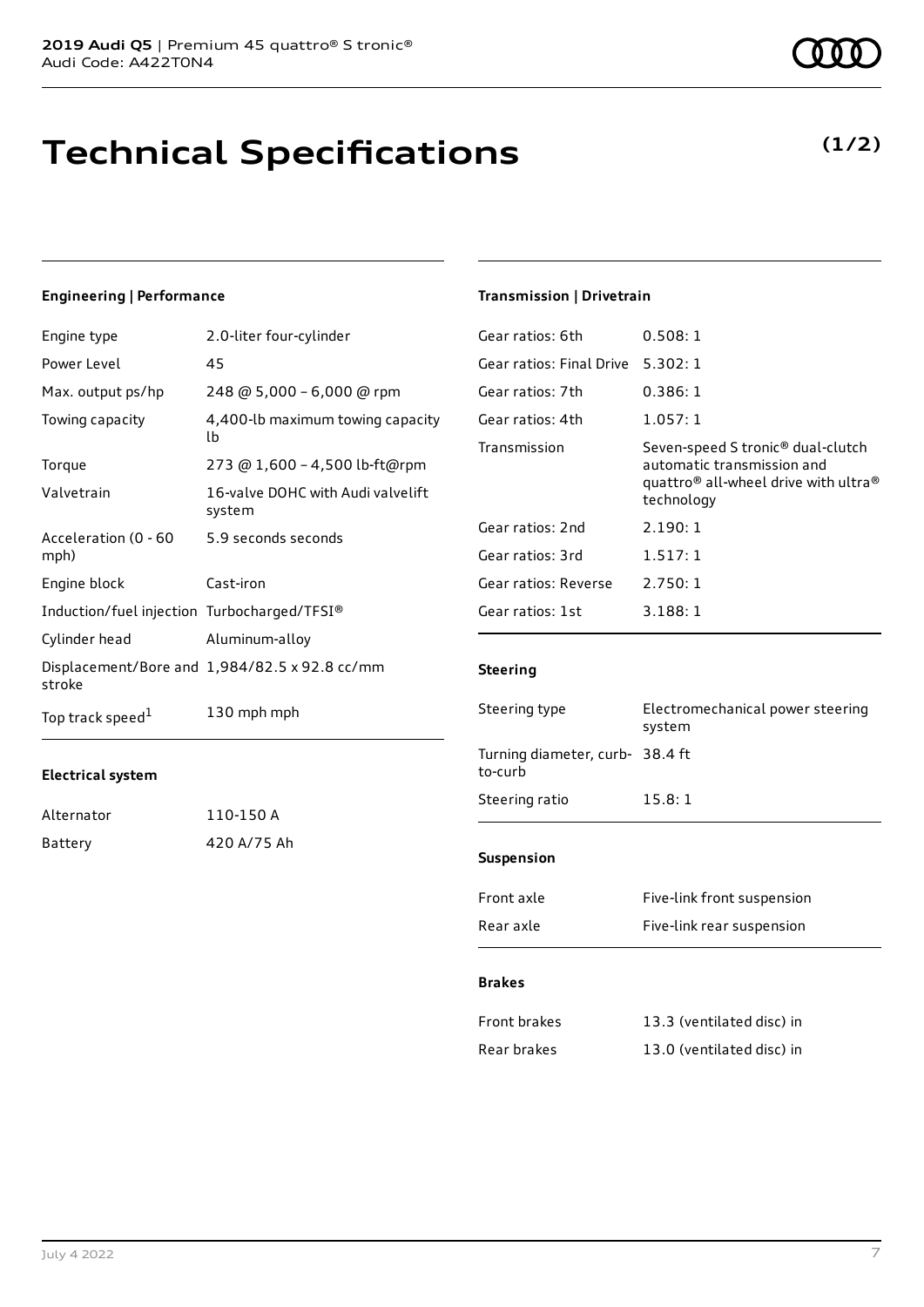**2019 Audi Q5** | Premium 45 quattro® S tronic®
Audi Code: A422T0N4

# Technical Specifications

**(1/2)**

### Engineering | Performance

| | |
|---|---|
| Engine type | 2.0-liter four-cylinder |
| Power Level | 45 |
| Max. output ps/hp | 248 @ 5,000 – 6,000 @ rpm |
| Towing capacity | 4,400-lb maximum towing capacity lb |
| Torque | 273 @ 1,600 – 4,500 lb-ft@rpm |
| Valvetrain | 16-valve DOHC with Audi valvelift system |
| Acceleration (0 - 60 mph) | 5.9 seconds seconds |
| Engine block | Cast-iron |
| Induction/fuel injection | Turbocharged/TFSI® |
| Cylinder head | Aluminum-alloy |
| Displacement/Bore and stroke | 1,984/82.5 x 92.8 cc/mm |
| Top track speed[1] | 130 mph mph |

### Electrical system

| | |
|---|---|
| Alternator | 110-150 A |
| Battery | 420 A/75 Ah |

### Transmission | Drivetrain

| | |
|---|---|
| Gear ratios: 6th | 0.508: 1 |
| Gear ratios: Final Drive | 5.302: 1 |
| Gear ratios: 7th | 0.386: 1 |
| Gear ratios: 4th | 1.057: 1 |
| Transmission | Seven-speed S tronic® dual-clutch automatic transmission and quattro® all-wheel drive with ultra® technology |
| Gear ratios: 2nd | 2.190: 1 |
| Gear ratios: 3rd | 1.517: 1 |
| Gear ratios: Reverse | 2.750: 1 |
| Gear ratios: 1st | 3.188: 1 |

### Steering

| | |
|---|---|
| Steering type | Electromechanical power steering system |
| Turning diameter, curb-to-curb | 38.4 ft |
| Steering ratio | 15.8: 1 |

### Suspension

| | |
|---|---|
| Front axle | Five-link front suspension |
| Rear axle | Five-link rear suspension |

### Brakes

| | |
|---|---|
| Front brakes | 13.3 (ventilated disc) in |
| Rear brakes | 13.0 (ventilated disc) in |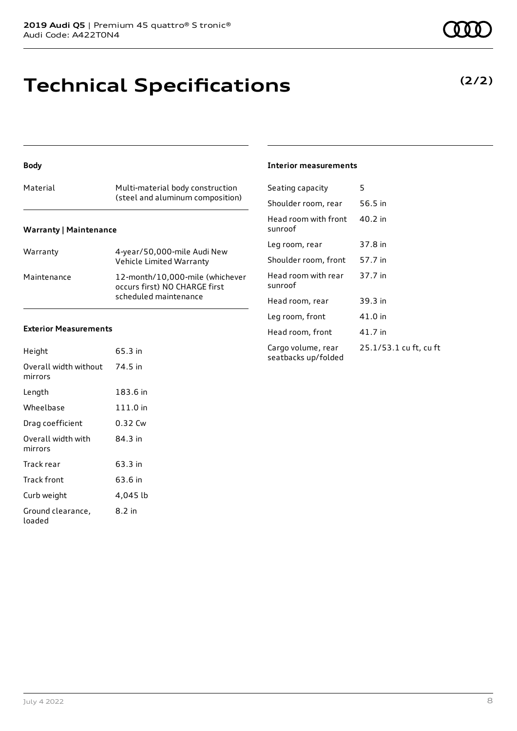# Technical Specifications

**(2/2)**

### Body

| Material | Multi-material body construction (steel and aluminum composition) |
|---|---|

### Warranty | Maintenance

| Warranty | 4-year/50,000-mile Audi New Vehicle Limited Warranty |
|---|---|
| Maintenance | 12-month/10,000-mile (whichever occurs first) NO CHARGE first scheduled maintenance |

### Exterior Measurements

| Height | 65.3 in |
|---|---|
| Overall width without mirrors | 74.5 in |
| Length | 183.6 in |
| Wheelbase | 111.0 in |
| Drag coefficient | 0.32 Cw |
| Overall width with mirrors | 84.3 in |
| Track rear | 63.3 in |
| Track front | 63.6 in |
| Curb weight | 4,045 lb |
| Ground clearance, loaded | 8.2 in |

### Interior measurements

| Seating capacity | 5 |
|---|---|
| Shoulder room, rear | 56.5 in |
| Head room with front sunroof | 40.2 in |
| Leg room, rear | 37.8 in |
| Shoulder room, front | 57.7 in |
| Head room with rear sunroof | 37.7 in |
| Head room, rear | 39.3 in |
| Leg room, front | 41.0 in |
| Head room, front | 41.7 in |
| Cargo volume, rear seatbacks up/folded | 25.1/53.1 cu ft, cu ft |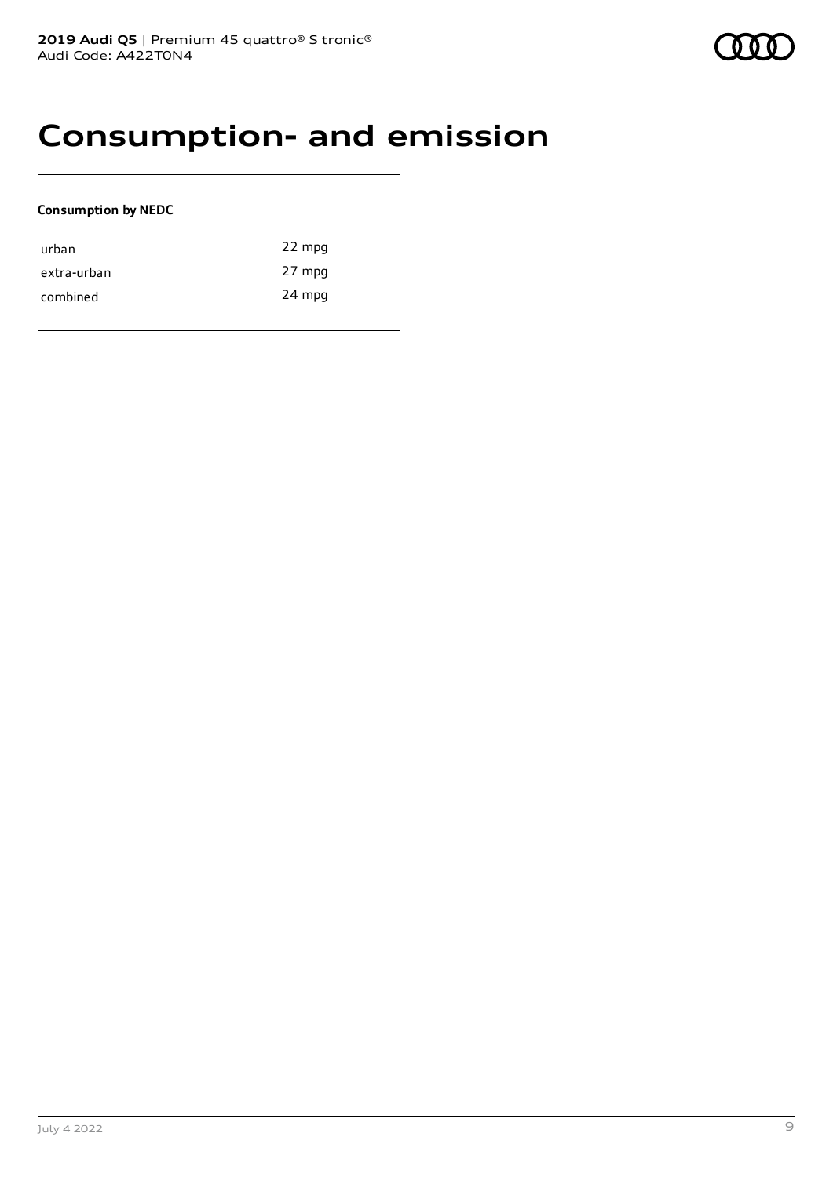# Consumption- and emission

**Consumption by NEDC**

| | |
|---|---|
| urban | 22 mpg |
| extra-urban | 27 mpg |
| combined | 24 mpg |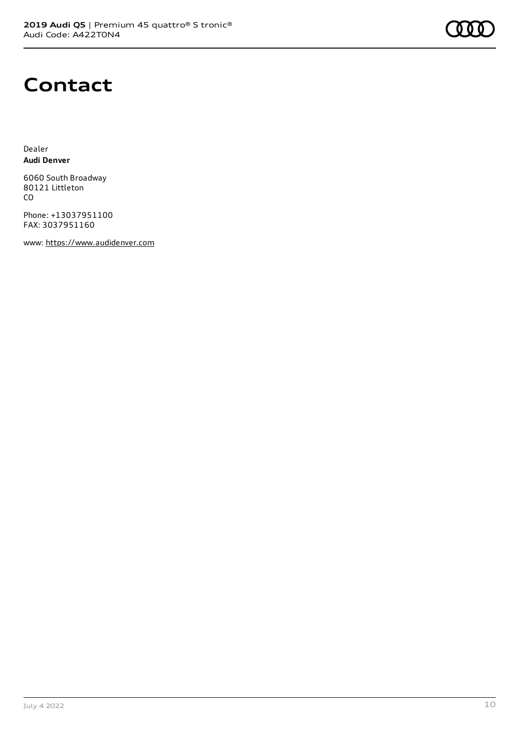# Contact

Dealer
**Audi Denver**

6060 South Broadway
80121 Littleton
CO

Phone: +13037951100
FAX: 3037951160

www: https://www.audidenver.com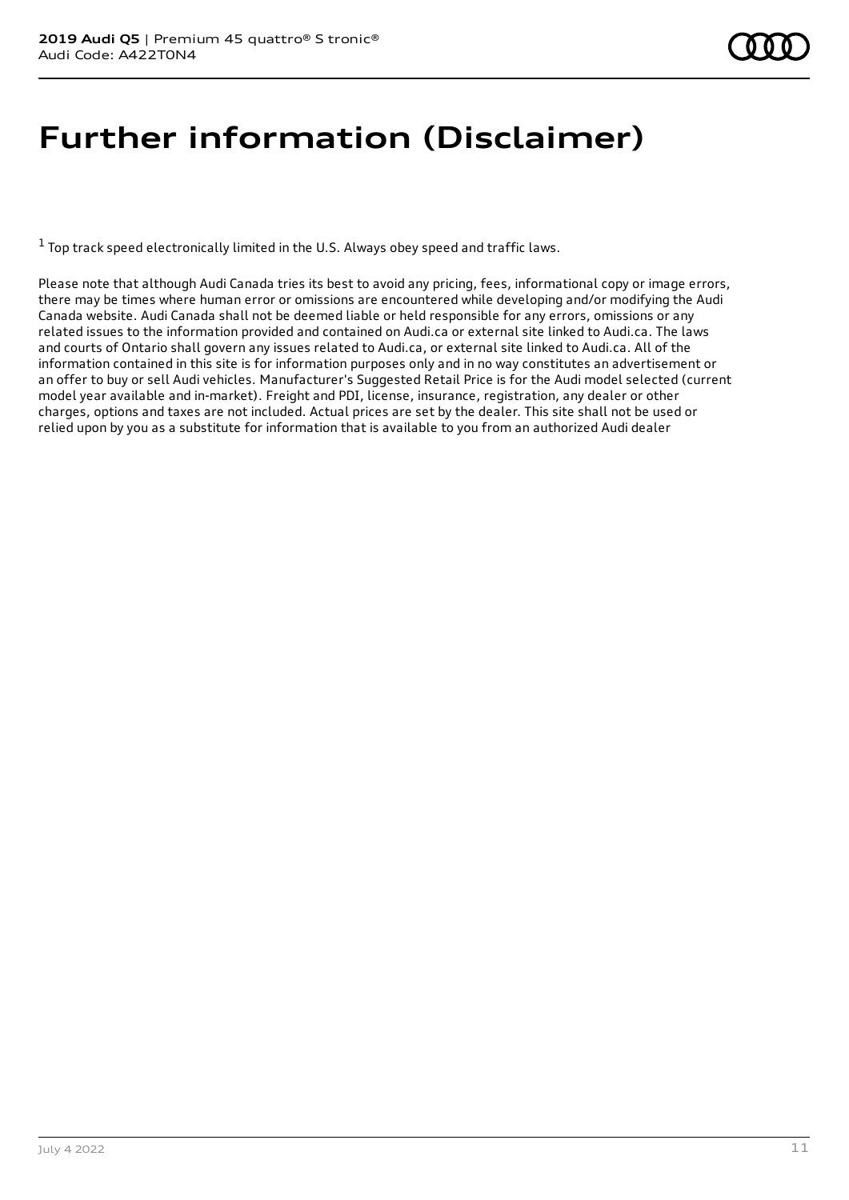# Further information (Disclaimer)

[1] Top track speed electronically limited in the U.S. Always obey speed and traffic laws.

Please note that although Audi Canada tries its best to avoid any pricing, fees, informational copy or image errors, there may be times where human error or omissions are encountered while developing and/or modifying the Audi Canada website. Audi Canada shall not be deemed liable or held responsible for any errors, omissions or any related issues to the information provided and contained on Audi.ca or external site linked to Audi.ca. The laws and courts of Ontario shall govern any issues related to Audi.ca, or external site linked to Audi.ca. All of the information contained in this site is for information purposes only and in no way constitutes an advertisement or an offer to buy or sell Audi vehicles. Manufacturer's Suggested Retail Price is for the Audi model selected (current model year available and in-market). Freight and PDI, license, insurance, registration, any dealer or other charges, options and taxes are not included. Actual prices are set by the dealer. This site shall not be used or relied upon by you as a substitute for information that is available to you from an authorized Audi dealer